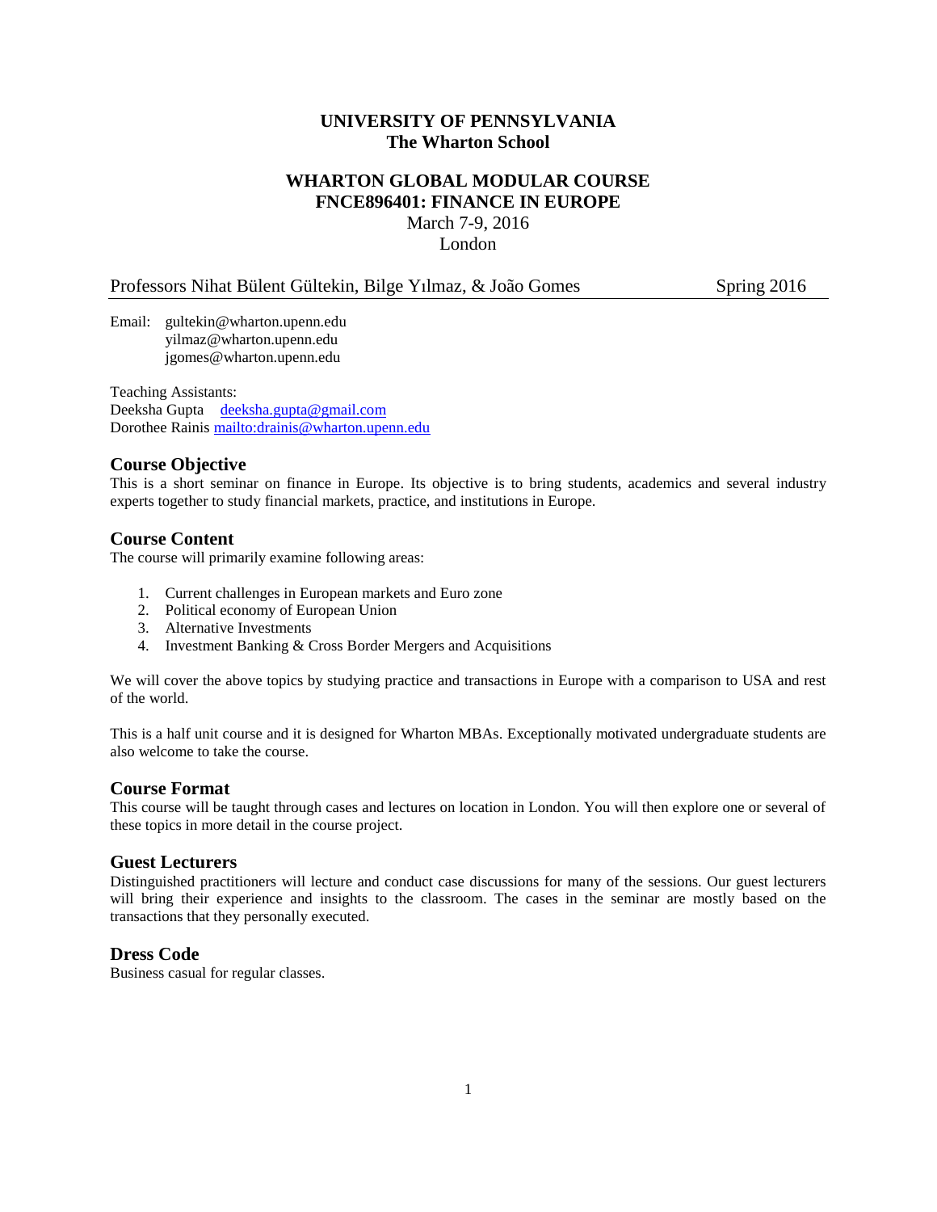**UNIVERSITY OF PENNSYLVANIA**
**The Wharton School**

**WHARTON GLOBAL MODULAR COURSE**
**FNCE896401: FINANCE IN EUROPE**
March 7-9, 2016
London

Professors Nihat Bülent Gültekin, Bilge Yılmaz, & João Gomes — Spring 2016

Email: gultekin@wharton.upenn.edu
yilmaz@wharton.upenn.edu
jgomes@wharton.upenn.edu

Teaching Assistants:
Deeksha Gupta deeksha.gupta@gmail.com
Dorothee Rainis mailto:drainis@wharton.upenn.edu

## Course Objective

This is a short seminar on finance in Europe. Its objective is to bring students, academics and several industry experts together to study financial markets, practice, and institutions in Europe.

## Course Content

The course will primarily examine following areas:

1. Current challenges in European markets and Euro zone
2. Political economy of European Union
3. Alternative Investments
4. Investment Banking & Cross Border Mergers and Acquisitions

We will cover the above topics by studying practice and transactions in Europe with a comparison to USA and rest of the world.

This is a half unit course and it is designed for Wharton MBAs. Exceptionally motivated undergraduate students are also welcome to take the course.

## Course Format

This course will be taught through cases and lectures on location in London. You will then explore one or several of these topics in more detail in the course project.

## Guest Lecturers

Distinguished practitioners will lecture and conduct case discussions for many of the sessions. Our guest lecturers will bring their experience and insights to the classroom. The cases in the seminar are mostly based on the transactions that they personally executed.

## Dress Code

Business casual for regular classes.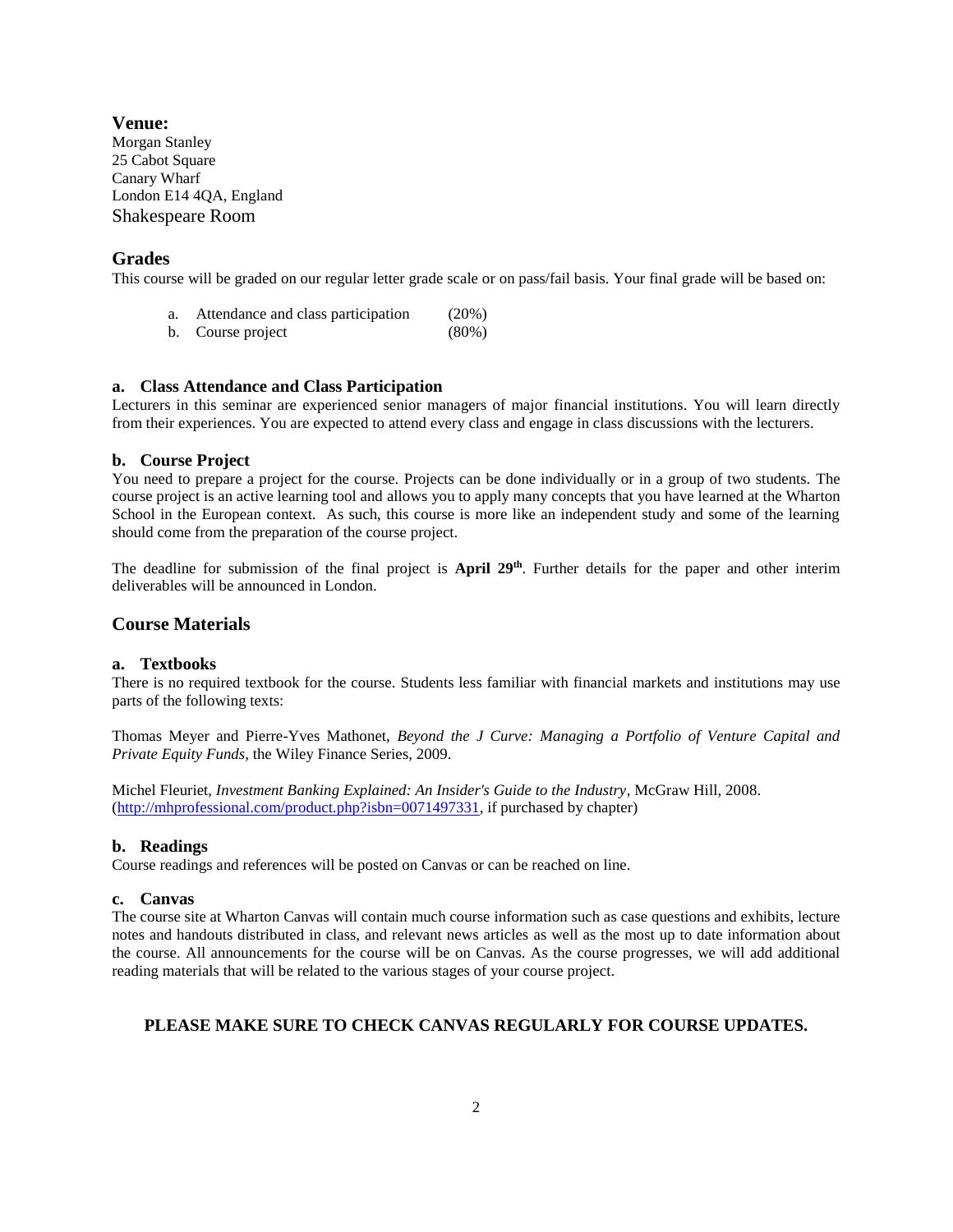## Venue:

Morgan Stanley
25 Cabot Square
Canary Wharf
London E14 4QA, England
Shakespeare Room

## Grades

This course will be graded on our regular letter grade scale or on pass/fail basis. Your final grade will be based on:

a. Attendance and class participation (20%)
b. Course project (80%)

### a. Class Attendance and Class Participation

Lecturers in this seminar are experienced senior managers of major financial institutions. You will learn directly from their experiences. You are expected to attend every class and engage in class discussions with the lecturers.

### b. Course Project

You need to prepare a project for the course. Projects can be done individually or in a group of two students. The course project is an active learning tool and allows you to apply many concepts that you have learned at the Wharton School in the European context. As such, this course is more like an independent study and some of the learning should come from the preparation of the course project.

The deadline for submission of the final project is **April 29th**. Further details for the paper and other interim deliverables will be announced in London.

## Course Materials

### a. Textbooks

There is no required textbook for the course. Students less familiar with financial markets and institutions may use parts of the following texts:

Thomas Meyer and Pierre-Yves Mathonet, *Beyond the J Curve: Managing a Portfolio of Venture Capital and Private Equity Funds*, the Wiley Finance Series, 2009.

Michel Fleuriet, *Investment Banking Explained: An Insider's Guide to the Industry*, McGraw Hill, 2008. (http://mhprofessional.com/product.php?isbn=0071497331, if purchased by chapter)

### b. Readings

Course readings and references will be posted on Canvas or can be reached on line.

### c. Canvas

The course site at Wharton Canvas will contain much course information such as case questions and exhibits, lecture notes and handouts distributed in class, and relevant news articles as well as the most up to date information about the course. All announcements for the course will be on Canvas. As the course progresses, we will add additional reading materials that will be related to the various stages of your course project.

**PLEASE MAKE SURE TO CHECK CANVAS REGULARLY FOR COURSE UPDATES.**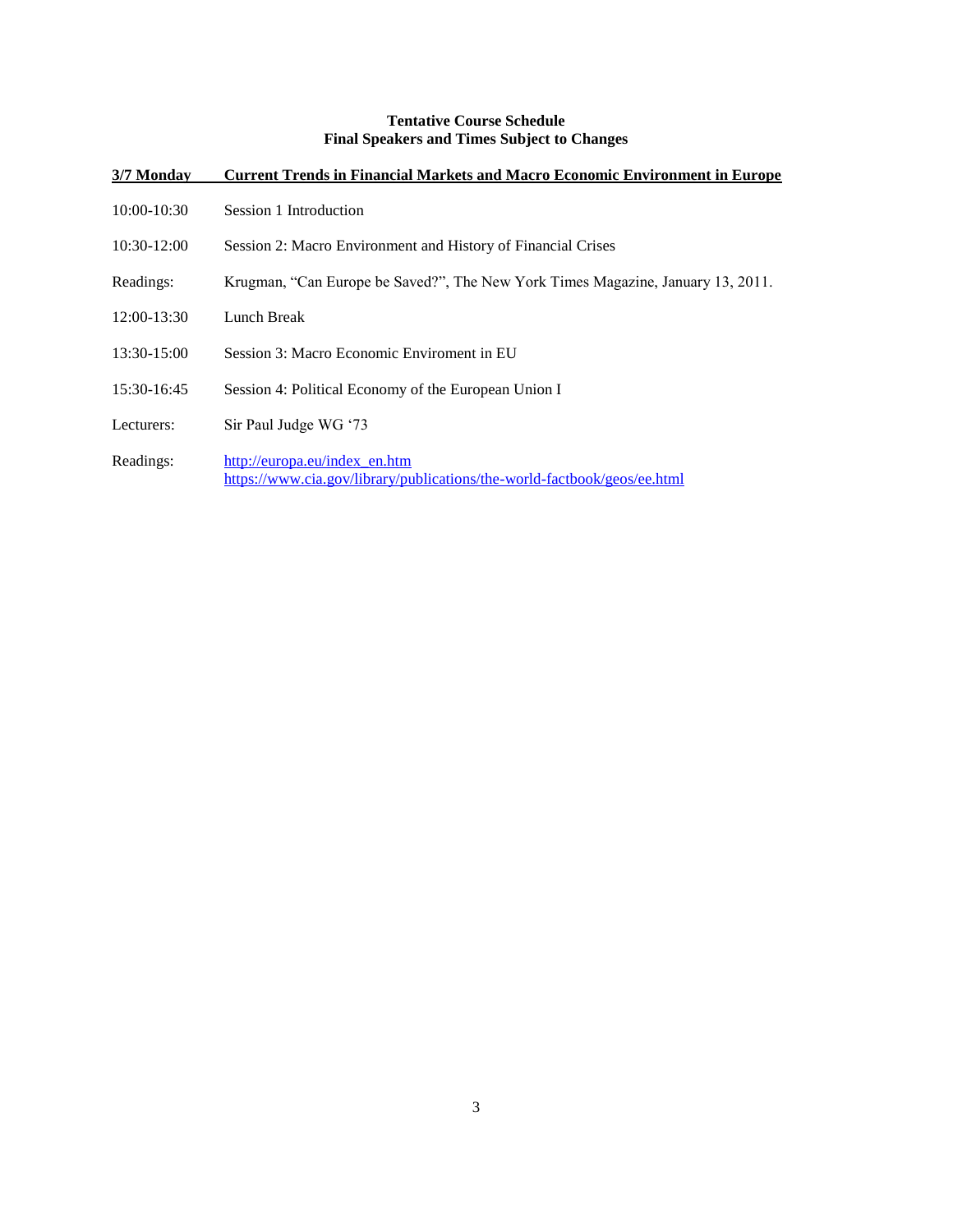**Tentative Course Schedule**
**Final Speakers and Times Subject to Changes**

**3/7 Monday** **Current Trends in Financial Markets and Macro Economic Environment in Europe**

| | |
|---|---|
| 10:00-10:30 | Session 1 Introduction |
| 10:30-12:00 | Session 2: Macro Environment and History of Financial Crises |
| Readings: | Krugman, "Can Europe be Saved?", The New York Times Magazine, January 13, 2011. |
| 12:00-13:30 | Lunch Break |
| 13:30-15:00 | Session 3: Macro Economic Enviroment in EU |
| 15:30-16:45 | Session 4: Political Economy of the European Union I |
| Lecturers: | Sir Paul Judge WG '73 |
| Readings: | http://europa.eu/index_en.htm<br>https://www.cia.gov/library/publications/the-world-factbook/geos/ee.html |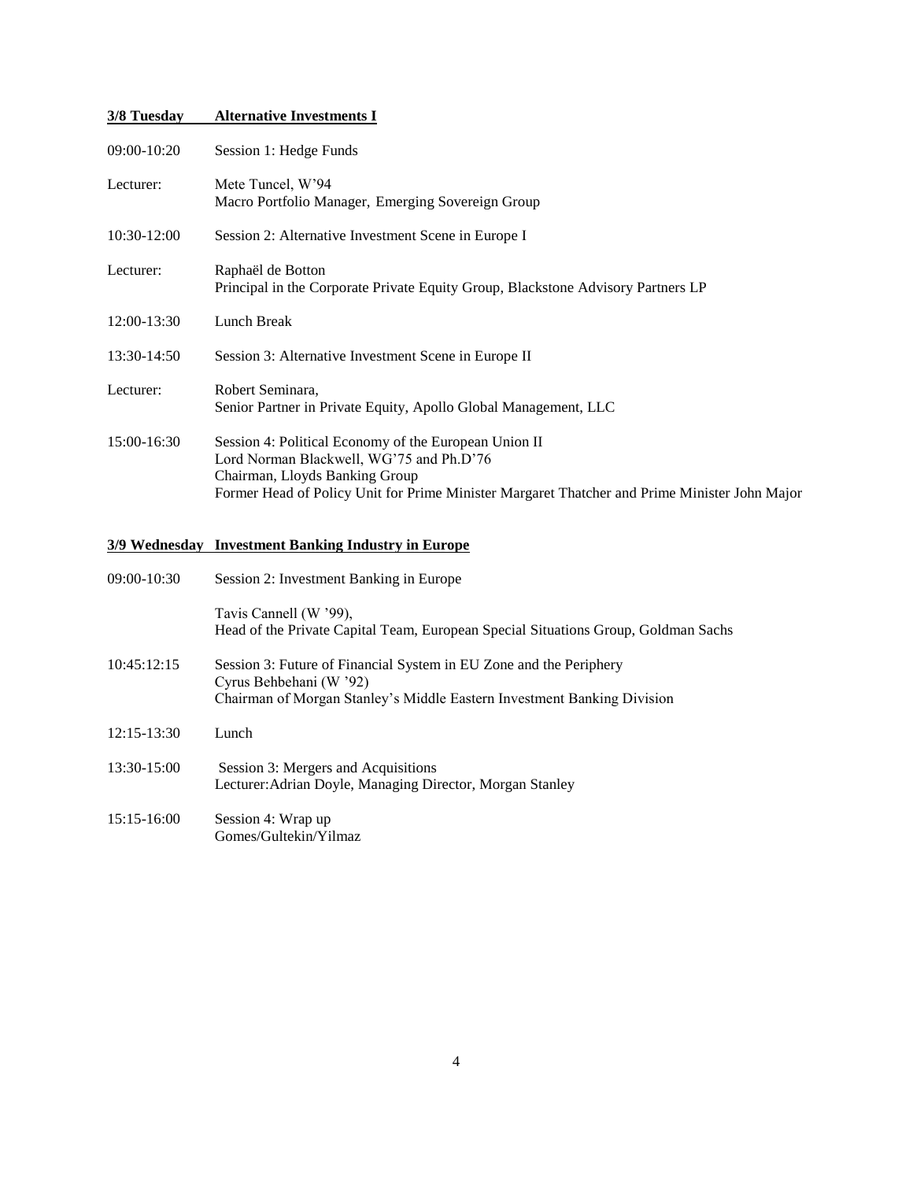**3/8 Tuesday** **Alternative Investments I**

09:00-10:20 Session 1: Hedge Funds

Lecturer: Mete Tuncel, W'94
Macro Portfolio Manager, Emerging Sovereign Group

10:30-12:00 Session 2: Alternative Investment Scene in Europe I

Lecturer: Raphaël de Botton
Principal in the Corporate Private Equity Group, Blackstone Advisory Partners LP

12:00-13:30 Lunch Break

13:30-14:50 Session 3: Alternative Investment Scene in Europe II

Lecturer: Robert Seminara,
Senior Partner in Private Equity, Apollo Global Management, LLC

15:00-16:30 Session 4: Political Economy of the European Union II
Lord Norman Blackwell, WG'75 and Ph.D'76
Chairman, Lloyds Banking Group
Former Head of Policy Unit for Prime Minister Margaret Thatcher and Prime Minister John Major

**3/9 Wednesday** **Investment Banking Industry in Europe**

09:00-10:30 Session 2: Investment Banking in Europe

Tavis Cannell (W '99),
Head of the Private Capital Team, European Special Situations Group, Goldman Sachs

10:45:12:15 Session 3: Future of Financial System in EU Zone and the Periphery
Cyrus Behbehani (W '92)
Chairman of Morgan Stanley's Middle Eastern Investment Banking Division

12:15-13:30 Lunch

13:30-15:00 Session 3: Mergers and Acquisitions
Lecturer: Adrian Doyle, Managing Director, Morgan Stanley

15:15-16:00 Session 4: Wrap up
Gomes/Gultekin/Yilmaz